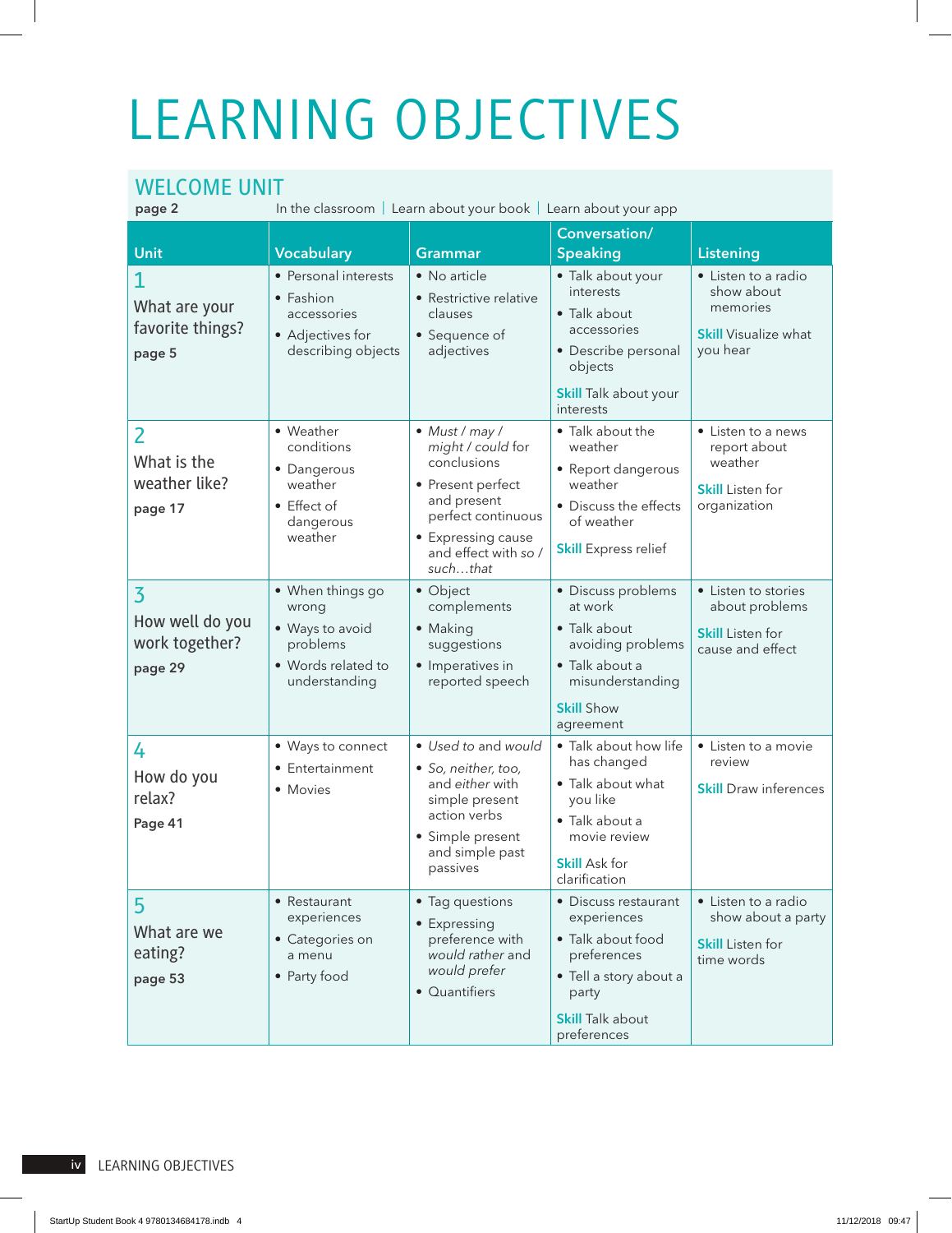# LEARNING OBJECTIVES

## WELCOME UNIT

**page 2** In the classroom | Learn about your book | Learn about your app

| Unit | Vocabulary | Grammar | Conversation/ Speaking | Listening |
|---|---|---|---|---|
| **1** What are your favorite things? **page 5** | • Personal interests<br>• Fashion accessories<br>• Adjectives for describing objects | • No article<br>• Restrictive relative clauses<br>• Sequence of adjectives | • Talk about your interests<br>• Talk about accessories<br>• Describe personal objects<br>**Skill** Talk about your interests | • Listen to a radio show about memories<br>**Skill** Visualize what you hear |
| **2** What is the weather like? **page 17** | • Weather conditions<br>• Dangerous weather<br>• Effect of dangerous weather | • *Must / may / might / could* for conclusions<br>• Present perfect and present perfect continuous<br>• Expressing cause and effect with *so / such…that* | • Talk about the weather<br>• Report dangerous weather<br>• Discuss the effects of weather<br>**Skill** Express relief | • Listen to a news report about weather<br>**Skill** Listen for organization |
| **3** How well do you work together? **page 29** | • When things go wrong<br>• Ways to avoid problems<br>• Words related to understanding | • Object complements<br>• Making suggestions<br>• Imperatives in reported speech | • Discuss problems at work<br>• Talk about avoiding problems<br>• Talk about a misunderstanding<br>**Skill** Show agreement | • Listen to stories about problems<br>**Skill** Listen for cause and effect |
| **4** How do you relax? **Page 41** | • Ways to connect<br>• Entertainment<br>• Movies | • *Used to* and *would*<br>• *So, neither, too,* and *either* with simple present action verbs<br>• Simple present and simple past passives | • Talk about how life has changed<br>• Talk about what you like<br>• Talk about a movie review<br>**Skill** Ask for clarification | • Listen to a movie review<br>**Skill** Draw inferences |
| **5** What are we eating? **page 53** | • Restaurant experiences<br>• Categories on a menu<br>• Party food | • Tag questions<br>• Expressing preference with *would rather* and *would prefer*<br>• Quantifiers | • Discuss restaurant experiences<br>• Talk about food preferences<br>• Tell a story about a party<br>**Skill** Talk about preferences | • Listen to a radio show about a party<br>**Skill** Listen for time words |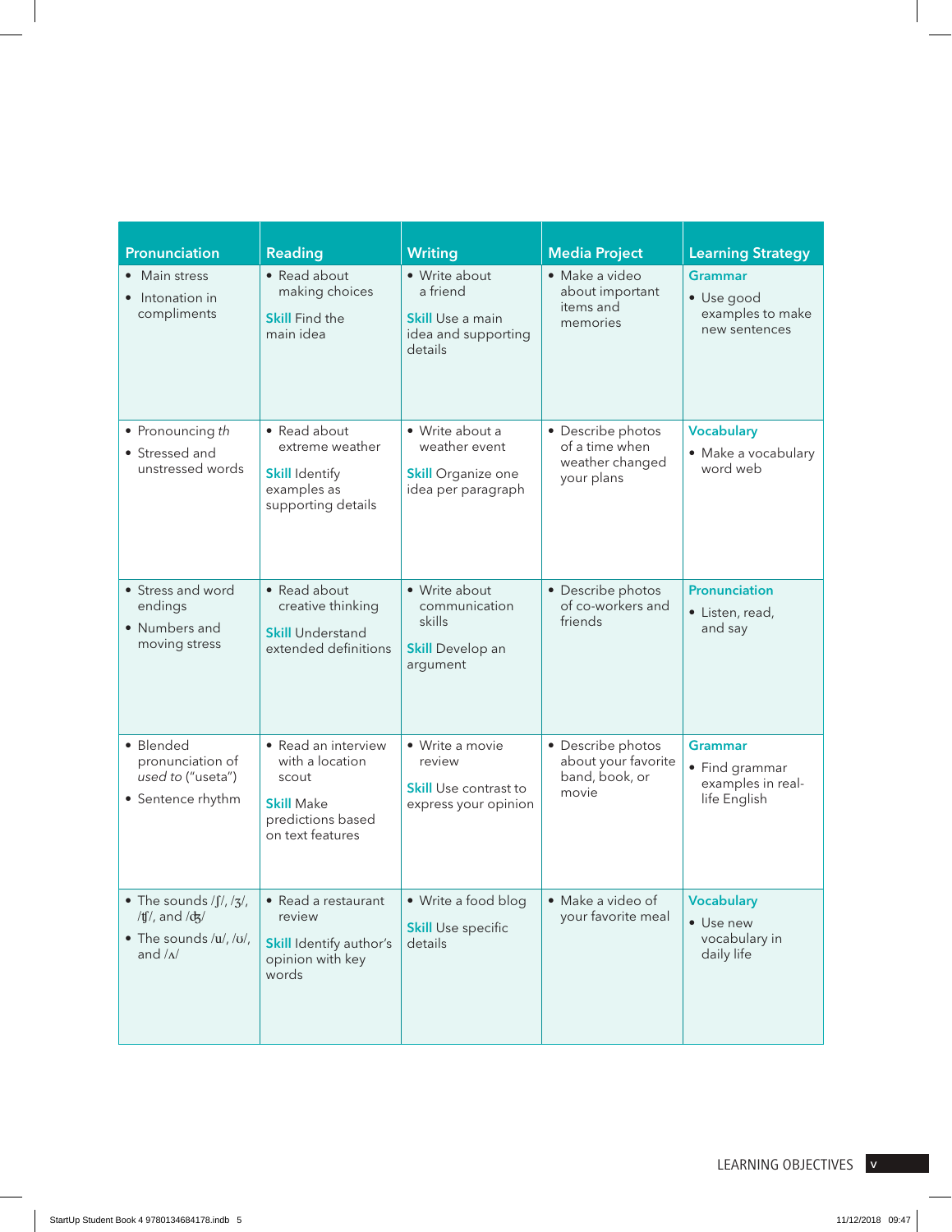| Pronunciation | Reading | Writing | Media Project | Learning Strategy |
|---|---|---|---|---|
| • Main stress<br>• Intonation in compliments | • Read about making choices<br>**Skill** Find the main idea | • Write about a friend<br>**Skill** Use a main idea and supporting details | • Make a video about important items and memories | **Grammar**<br>• Use good examples to make new sentences |
| • Pronouncing *th*<br>• Stressed and unstressed words | • Read about extreme weather<br>**Skill** Identify examples as supporting details | • Write about a weather event<br>**Skill** Organize one idea per paragraph | • Describe photos of a time when weather changed your plans | **Vocabulary**<br>• Make a vocabulary word web |
| • Stress and word endings<br>• Numbers and moving stress | • Read about creative thinking<br>**Skill** Understand extended definitions | • Write about communication skills<br>**Skill** Develop an argument | • Describe photos of co-workers and friends | **Pronunciation**<br>• Listen, read, and say |
| • Blended pronunciation of *used to* ("useta")<br>• Sentence rhythm | • Read an interview with a location scout<br>**Skill** Make predictions based on text features | • Write a movie review<br>**Skill** Use contrast to express your opinion | • Describe photos about your favorite band, book, or movie | **Grammar**<br>• Find grammar examples in real-life English |
| • The sounds /ʃ/, /ʒ/, /ʧ/, and /ʤ/<br>• The sounds /u/, /ʊ/, and /ʌ/ | • Read a restaurant review<br>**Skill** Identify author's opinion with key words | • Write a food blog<br>**Skill** Use specific details | • Make a video of your favorite meal | **Vocabulary**<br>• Use new vocabulary in daily life |

LEARNING OBJECTIVES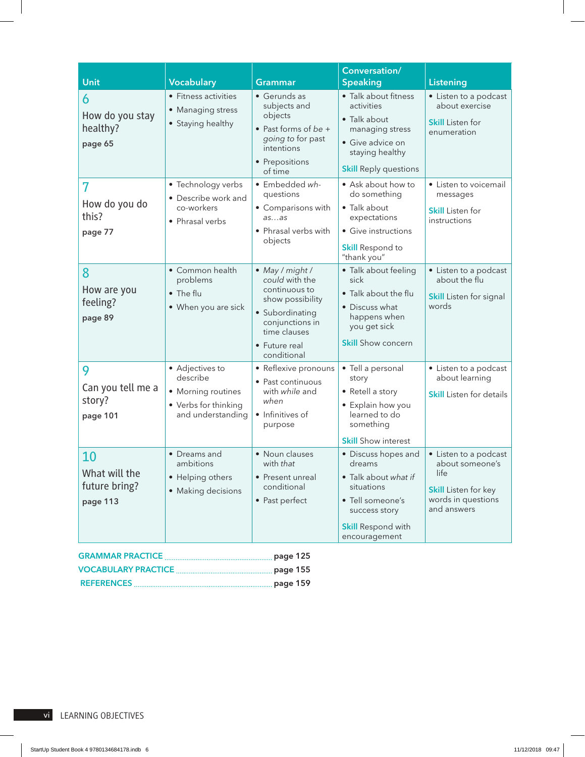| Unit | Vocabulary | Grammar | Conversation/ Speaking | Listening |
|---|---|---|---|---|
| **6** How do you stay healthy? **page 65** | • Fitness activities<br>• Managing stress<br>• Staying healthy | • Gerunds as subjects and objects<br>• Past forms of *be* + *going to* for past intentions<br>• Prepositions of time | • Talk about fitness activities<br>• Talk about managing stress<br>• Give advice on staying healthy<br>**Skill** Reply questions | • Listen to a podcast about exercise<br>**Skill** Listen for enumeration |
| **7** How do you do this? **page 77** | • Technology verbs<br>• Describe work and co-workers<br>• Phrasal verbs | • Embedded *wh-* questions<br>• Comparisons with *as…as*<br>• Phrasal verbs with objects | • Ask about how to do something<br>• Talk about expectations<br>• Give instructions<br>**Skill** Respond to "thank you" | • Listen to voicemail messages<br>**Skill** Listen for instructions |
| **8** How are you feeling? **page 89** | • Common health problems<br>• The flu<br>• When you are sick | • *May* / *might* / *could* with the continuous to show possibility<br>• Subordinating conjunctions in time clauses<br>• Future real conditional | • Talk about feeling sick<br>• Talk about the flu<br>• Discuss what happens when you get sick<br>**Skill** Show concern | • Listen to a podcast about the flu<br>**Skill** Listen for signal words |
| **9** Can you tell me a story? **page 101** | • Adjectives to describe<br>• Morning routines<br>• Verbs for thinking and understanding | • Reflexive pronouns<br>• Past continuous with *while* and *when*<br>• Infinitives of purpose | • Tell a personal story<br>• Retell a story<br>• Explain how you learned to do something<br>**Skill** Show interest | • Listen to a podcast about learning<br>**Skill** Listen for details |
| **10** What will the future bring? **page 113** | • Dreams and ambitions<br>• Helping others<br>• Making decisions | • Noun clauses with *that*<br>• Present unreal conditional<br>• Past perfect | • Discuss hopes and dreams<br>• Talk about *what if* situations<br>• Tell someone's success story<br>**Skill** Respond with encouragement | • Listen to a podcast about someone's life<br>**Skill** Listen for key words in questions and answers |

GRAMMAR PRACTICE ........................................ **page 125**

VOCABULARY PRACTICE ................................... **page 155**

REFERENCES ................................................. **page 159**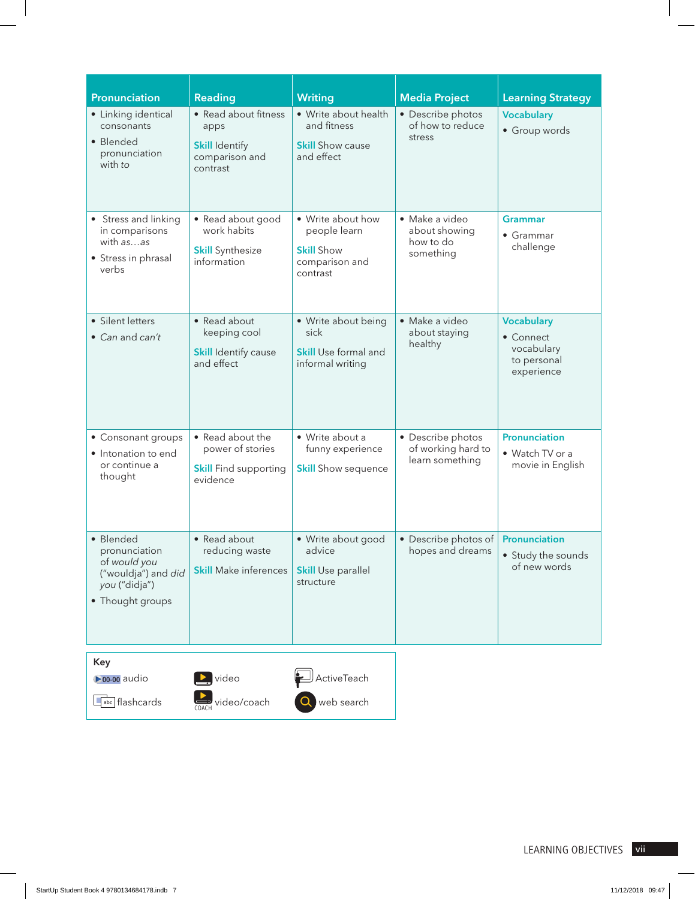| Pronunciation | Reading | Writing | Media Project | Learning Strategy |
|---|---|---|---|---|
| • Linking identical consonants<br>• Blended pronunciation with *to* | • Read about fitness apps<br>**Skill** Identify comparison and contrast | • Write about health and fitness<br>**Skill** Show cause and effect | • Describe photos of how to reduce stress | **Vocabulary**<br>• Group words |
| • Stress and linking in comparisons with *as…as*<br>• Stress in phrasal verbs | • Read about good work habits<br>**Skill** Synthesize information | • Write about how people learn<br>**Skill** Show comparison and contrast | • Make a video about showing how to do something | **Grammar**<br>• Grammar challenge |
| • Silent letters<br>• *Can* and *can't* | • Read about keeping cool<br>**Skill** Identify cause and effect | • Write about being sick<br>**Skill** Use formal and informal writing | • Make a video about staying healthy | **Vocabulary**<br>• Connect vocabulary to personal experience |
| • Consonant groups<br>• Intonation to end or continue a thought | • Read about the power of stories<br>**Skill** Find supporting evidence | • Write about a funny experience<br>**Skill** Show sequence | • Describe photos of working hard to learn something | **Pronunciation**<br>• Watch TV or a movie in English |
| • Blended pronunciation of *would you* ("wouldja") and *did you* ("didja")<br>• Thought groups | • Read about reducing waste<br>**Skill** Make inferences | • Write about good advice<br>**Skill** Use parallel structure | • Describe photos of hopes and dreams | **Pronunciation**<br>• Study the sounds of new words |

**Key**

00-00 audio
video
ActiveTeach
abc flashcards
COACH video/coach
web search